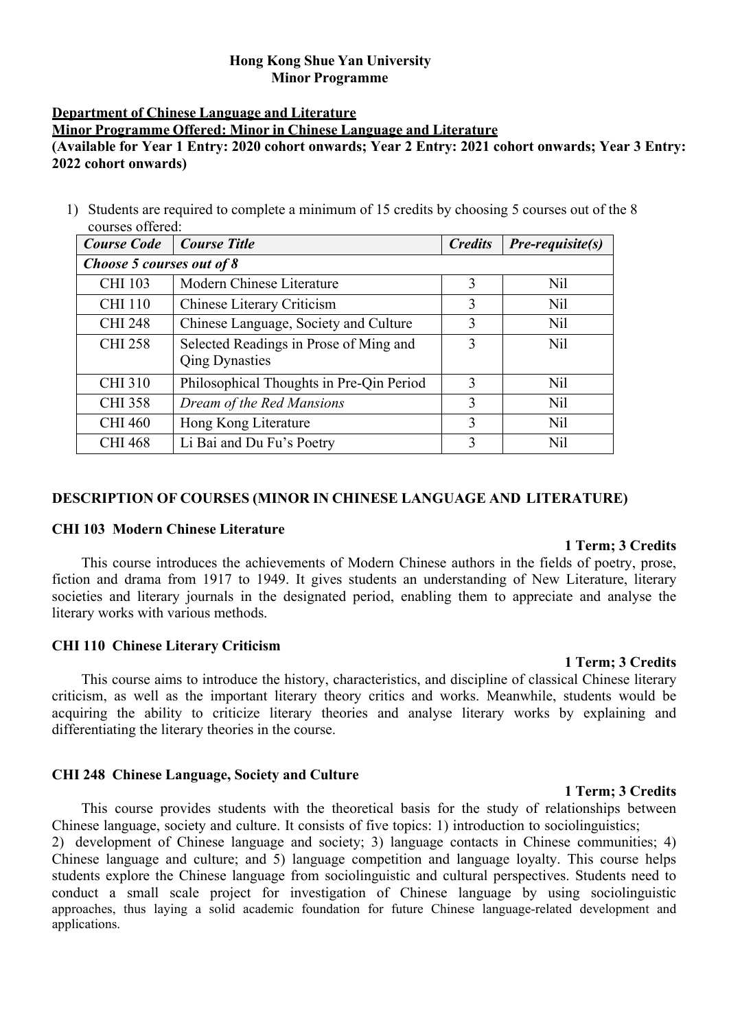**Hong Kong Shue Yan University**
**Minor Programme**

**Department of Chinese Language and Literature**
**Minor Programme Offered: Minor in Chinese Language and Literature**
**(Available for Year 1 Entry: 2020 cohort onwards; Year 2 Entry: 2021 cohort onwards; Year 3 Entry: 2022 cohort onwards)**

1) Students are required to complete a minimum of 15 credits by choosing 5 courses out of the 8 courses offered:

| *Course Code* | *Course Title* | *Credits* | *Pre-requisite(s)* |
|---|---|---|---|
| ***Choose 5 courses out of 8*** | | | |
| CHI 103 | Modern Chinese Literature | 3 | Nil |
| CHI 110 | Chinese Literary Criticism | 3 | Nil |
| CHI 248 | Chinese Language, Society and Culture | 3 | Nil |
| CHI 258 | Selected Readings in Prose of Ming and Qing Dynasties | 3 | Nil |
| CHI 310 | Philosophical Thoughts in Pre-Qin Period | 3 | Nil |
| CHI 358 | *Dream of the Red Mansions* | 3 | Nil |
| CHI 460 | Hong Kong Literature | 3 | Nil |
| CHI 468 | Li Bai and Du Fu's Poetry | 3 | Nil |

## DESCRIPTION OF COURSES (MINOR IN CHINESE LANGUAGE AND LITERATURE)

### CHI 103 Modern Chinese Literature

**1 Term; 3 Credits**

This course introduces the achievements of Modern Chinese authors in the fields of poetry, prose, fiction and drama from 1917 to 1949. It gives students an understanding of New Literature, literary societies and literary journals in the designated period, enabling them to appreciate and analyse the literary works with various methods.

### CHI 110 Chinese Literary Criticism

**1 Term; 3 Credits**

This course aims to introduce the history, characteristics, and discipline of classical Chinese literary criticism, as well as the important literary theory critics and works. Meanwhile, students would be acquiring the ability to criticize literary theories and analyse literary works by explaining and differentiating the literary theories in the course.

### CHI 248 Chinese Language, Society and Culture

**1 Term; 3 Credits**

This course provides students with the theoretical basis for the study of relationships between Chinese language, society and culture. It consists of five topics: 1) introduction to sociolinguistics; 2) development of Chinese language and society; 3) language contacts in Chinese communities; 4) Chinese language and culture; and 5) language competition and language loyalty. This course helps students explore the Chinese language from sociolinguistic and cultural perspectives. Students need to conduct a small scale project for investigation of Chinese language by using sociolinguistic approaches, thus laying a solid academic foundation for future Chinese language-related development and applications.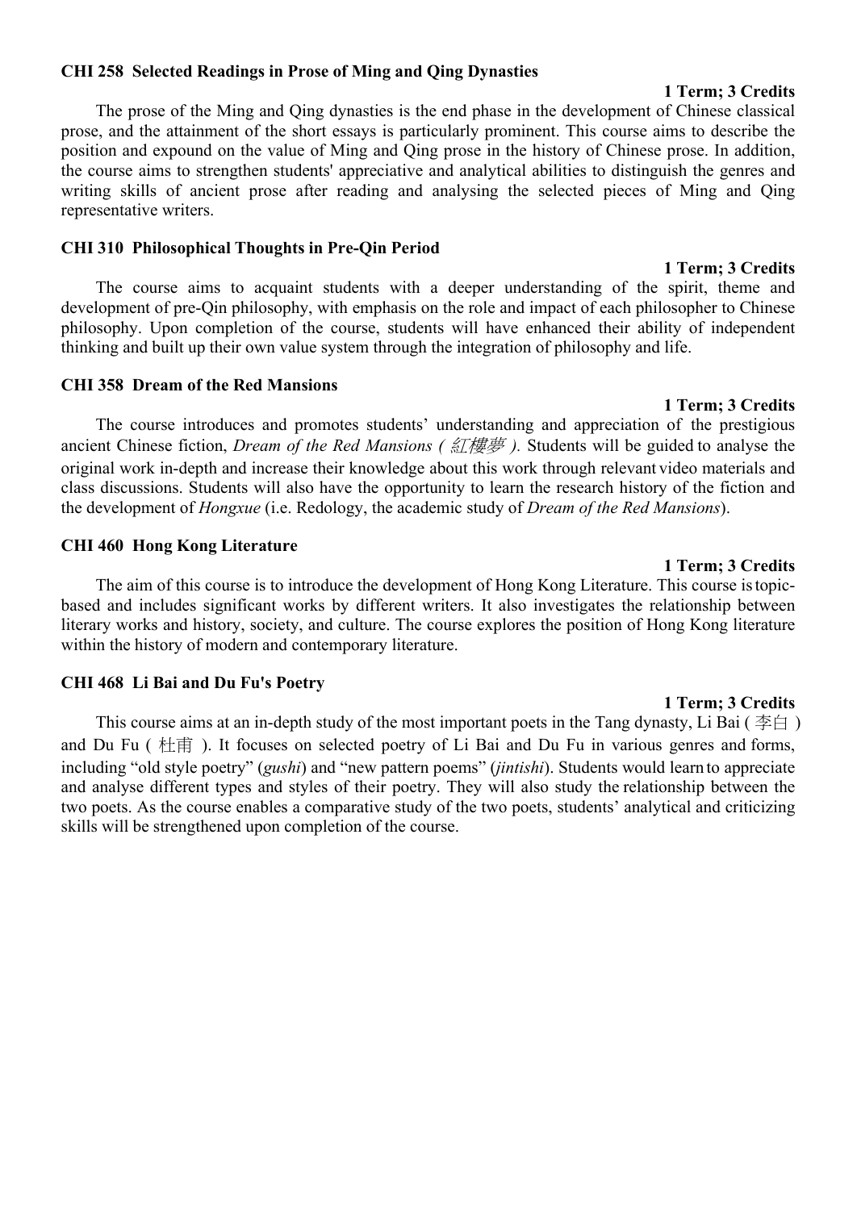**CHI 258 Selected Readings in Prose of Ming and Qing Dynasties**

**1 Term; 3 Credits**

The prose of the Ming and Qing dynasties is the end phase in the development of Chinese classical prose, and the attainment of the short essays is particularly prominent. This course aims to describe the position and expound on the value of Ming and Qing prose in the history of Chinese prose. In addition, the course aims to strengthen students' appreciative and analytical abilities to distinguish the genres and writing skills of ancient prose after reading and analysing the selected pieces of Ming and Qing representative writers.

**CHI 310 Philosophical Thoughts in Pre-Qin Period**

**1 Term; 3 Credits**

The course aims to acquaint students with a deeper understanding of the spirit, theme and development of pre-Qin philosophy, with emphasis on the role and impact of each philosopher to Chinese philosophy. Upon completion of the course, students will have enhanced their ability of independent thinking and built up their own value system through the integration of philosophy and life.

**CHI 358 Dream of the Red Mansions**

**1 Term; 3 Credits**

The course introduces and promotes students' understanding and appreciation of the prestigious ancient Chinese fiction, *Dream of the Red Mansions ( 紅樓夢 ).* Students will be guided to analyse the original work in-depth and increase their knowledge about this work through relevant video materials and class discussions. Students will also have the opportunity to learn the research history of the fiction and the development of *Hongxue* (i.e. Redology, the academic study of *Dream of the Red Mansions*).

**CHI 460 Hong Kong Literature**

**1 Term; 3 Credits**

The aim of this course is to introduce the development of Hong Kong Literature. This course is topic-based and includes significant works by different writers. It also investigates the relationship between literary works and history, society, and culture. The course explores the position of Hong Kong literature within the history of modern and contemporary literature.

**CHI 468 Li Bai and Du Fu's Poetry**

**1 Term; 3 Credits**

This course aims at an in-depth study of the most important poets in the Tang dynasty, Li Bai ( 李白 ) and Du Fu ( 杜甫 ). It focuses on selected poetry of Li Bai and Du Fu in various genres and forms, including "old style poetry" (*gushi*) and "new pattern poems" (*jintishi*). Students would learn to appreciate and analyse different types and styles of their poetry. They will also study the relationship between the two poets. As the course enables a comparative study of the two poets, students' analytical and criticizing skills will be strengthened upon completion of the course.